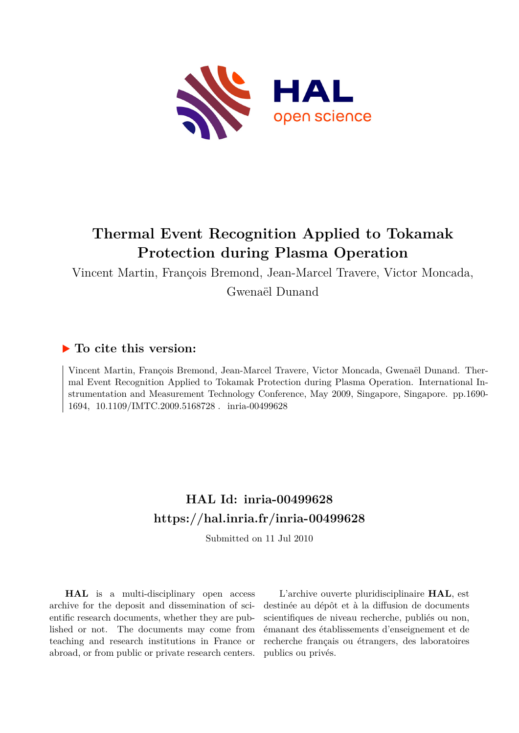# Thermal Event Recognition Applied to Tokamak Protection during Plasma Operation

Vincent Martin, François Bremond, Jean-Marcel Travere, Victor Moncada, Gwenaël Dunand

### ▶ To cite this version:

Vincent Martin, François Bremond, Jean-Marcel Travere, Victor Moncada, Gwenaël Dunand. Thermal Event Recognition Applied to Tokamak Protection during Plasma Operation. International Instrumentation and Measurement Technology Conference, May 2009, Singapore, Singapore. pp.1690-1694, 10.1109/IMTC.2009.5168728. inria-00499628

## HAL Id: inria-00499628

## https://hal.inria.fr/inria-00499628

Submitted on 11 Jul 2010

**HAL** is a multi-disciplinary open access archive for the deposit and dissemination of scientific research documents, whether they are published or not. The documents may come from teaching and research institutions in France or abroad, or from public or private research centers.

L'archive ouverte pluridisciplinaire **HAL**, est destinée au dépôt et à la diffusion de documents scientifiques de niveau recherche, publiés ou non, émanant des établissements d'enseignement et de recherche français ou étrangers, des laboratoires publics ou privés.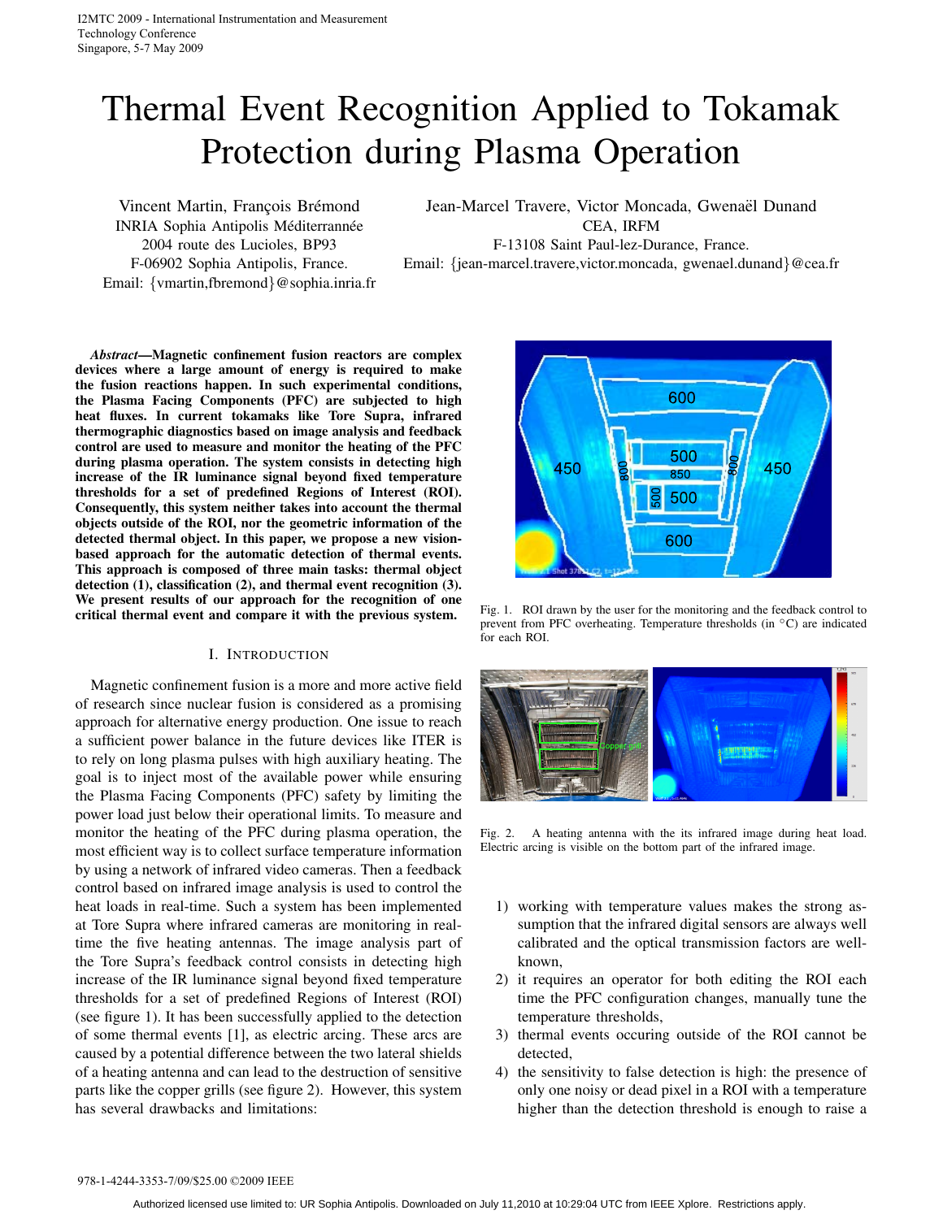I2MTC 2009 - International Instrumentation and Measurement Technology Conference
Singapore, 5-7 May 2009

# Thermal Event Recognition Applied to Tokamak Protection during Plasma Operation

Vincent Martin, François Brémond
INRIA Sophia Antipolis Méditerranée
2004 route des Lucioles, BP93
F-06902 Sophia Antipolis, France.
Email: {vmartin,fbremond}@sophia.inria.fr

Jean-Marcel Travere, Victor Moncada, Gwenaël Dunand
CEA, IRFM
F-13108 Saint Paul-lez-Durance, France.
Email: {jean-marcel.travere,victor.moncada, gwenael.dunand}@cea.fr

***Abstract*—Magnetic confinement fusion reactors are complex devices where a large amount of energy is required to make the fusion reactions happen. In such experimental conditions, the Plasma Facing Components (PFC) are subjected to high heat fluxes. In current tokamaks like Tore Supra, infrared thermographic diagnostics based on image analysis and feedback control are used to measure and monitor the heating of the PFC during plasma operation. The system consists in detecting high increase of the IR luminance signal beyond fixed temperature thresholds for a set of predefined Regions of Interest (ROI). Consequently, this system neither takes into account the thermal objects outside of the ROI, nor the geometric information of the detected thermal object. In this paper, we propose a new vision-based approach for the automatic detection of thermal events. This approach is composed of three main tasks: thermal object detection (1), classification (2), and thermal event recognition (3). We present results of our approach for the recognition of one critical thermal event and compare it with the previous system.**

## I. Introduction

Magnetic confinement fusion is a more and more active field of research since nuclear fusion is considered as a promising approach for alternative energy production. One issue to reach a sufficient power balance in the future devices like ITER is to rely on long plasma pulses with high auxiliary heating. The goal is to inject most of the available power while ensuring the Plasma Facing Components (PFC) safety by limiting the power load just below their operational limits. To measure and monitor the heating of the PFC during plasma operation, the most efficient way is to collect surface temperature information by using a network of infrared video cameras. Then a feedback control based on infrared image analysis is used to control the heat loads in real-time. Such a system has been implemented at Tore Supra where infrared cameras are monitoring in real-time the five heating antennas. The image analysis part of the Tore Supra's feedback control consists in detecting high increase of the IR luminance signal beyond fixed temperature thresholds for a set of predefined Regions of Interest (ROI) (see figure 1). It has been successfully applied to the detection of some thermal events [1], as electric arcing. These arcs are caused by a potential difference between the two lateral shields of a heating antenna and can lead to the destruction of sensitive parts like the copper grills (see figure 2). However, this system has several drawbacks and limitations:

Fig. 1. ROI drawn by the user for the monitoring and the feedback control to prevent from PFC overheating. Temperature thresholds (in °C) are indicated for each ROI.

Fig. 2. A heating antenna with the its infrared image during heat load. Electric arcing is visible on the bottom part of the infrared image.

1) working with temperature values makes the strong assumption that the infrared digital sensors are always well calibrated and the optical transmission factors are well-known,
2) it requires an operator for both editing the ROI each time the PFC configuration changes, manually tune the temperature thresholds,
3) thermal events occuring outside of the ROI cannot be detected,
4) the sensitivity to false detection is high: the presence of only one noisy or dead pixel in a ROI with a temperature higher than the detection threshold is enough to raise a

978-1-4244-3353-7/09/$25.00 ©2009 IEEE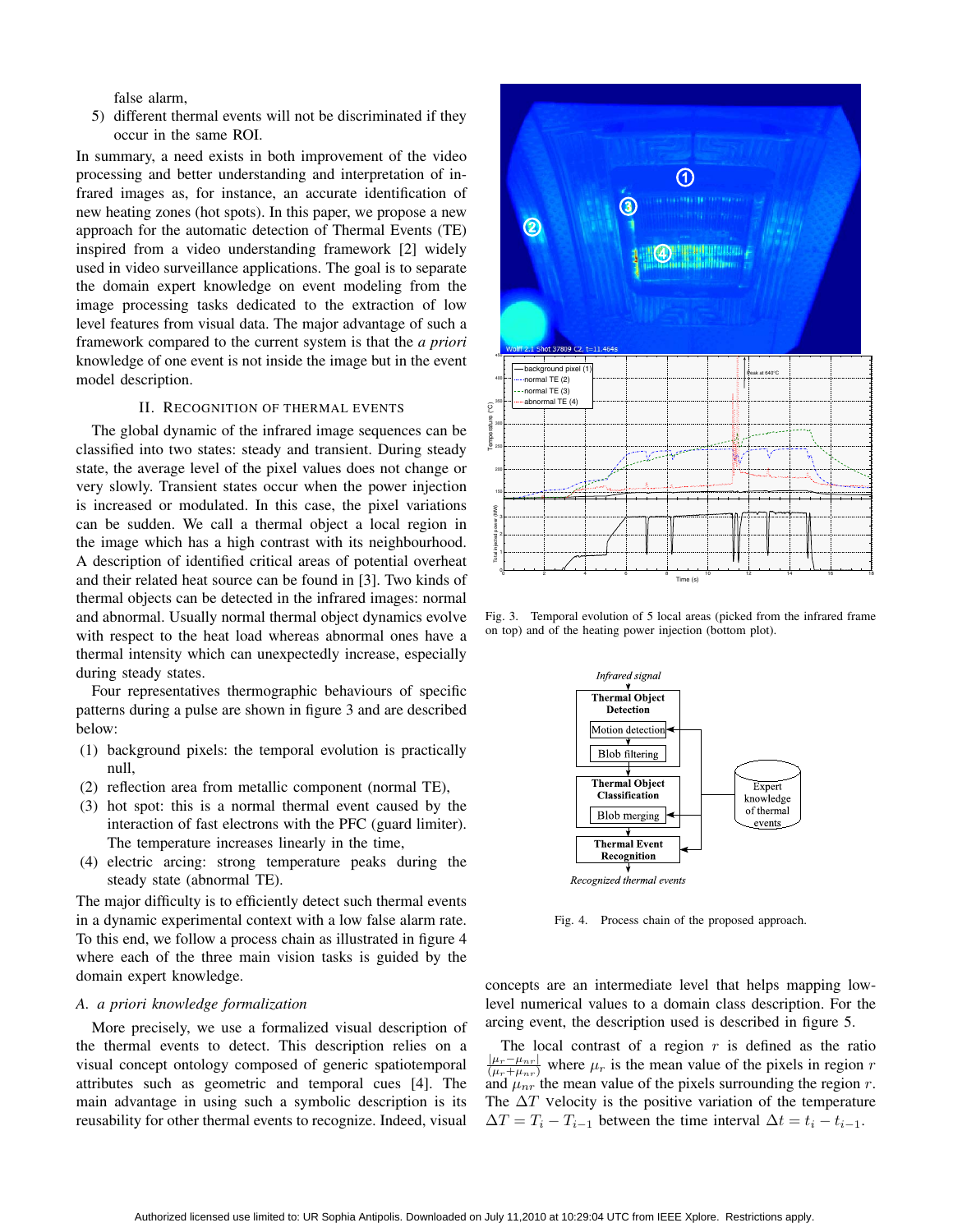false alarm,

5) different thermal events will not be discriminated if they occur in the same ROI.

In summary, a need exists in both improvement of the video processing and better understanding and interpretation of infrared images as, for instance, an accurate identification of new heating zones (hot spots). In this paper, we propose a new approach for the automatic detection of Thermal Events (TE) inspired from a video understanding framework [2] widely used in video surveillance applications. The goal is to separate the domain expert knowledge on event modeling from the image processing tasks dedicated to the extraction of low level features from visual data. The major advantage of such a framework compared to the current system is that the *a priori* knowledge of one event is not inside the image but in the event model description.

## II. Recognition of Thermal Events

The global dynamic of the infrared image sequences can be classified into two states: steady and transient. During steady state, the average level of the pixel values does not change or very slowly. Transient states occur when the power injection is increased or modulated. In this case, the pixel variations can be sudden. We call a thermal object a local region in the image which has a high contrast with its neighbourhood. A description of identified critical areas of potential overheat and their related heat source can be found in [3]. Two kinds of thermal objects can be detected in the infrared images: normal and abnormal. Usually normal thermal object dynamics evolve with respect to the heat load whereas abnormal ones have a thermal intensity which can unexpectedly increase, especially during steady states.

Four representatives thermographic behaviours of specific patterns during a pulse are shown in figure 3 and are described below:

(1) background pixels: the temporal evolution is practically null,

(2) reflection area from metallic component (normal TE),

(3) hot spot: this is a normal thermal event caused by the interaction of fast electrons with the PFC (guard limiter). The temperature increases linearly in the time,

(4) electric arcing: strong temperature peaks during the steady state (abnormal TE).

The major difficulty is to efficiently detect such thermal events in a dynamic experimental context with a low false alarm rate. To this end, we follow a process chain as illustrated in figure 4 where each of the three main vision tasks is guided by the domain expert knowledge.

### A. a priori knowledge formalization

More precisely, we use a formalized visual description of the thermal events to detect. This description relies on a visual concept ontology composed of generic spatiotemporal attributes such as geometric and temporal cues [4]. The main advantage in using such a symbolic description is its reusability for other thermal events to recognize. Indeed, visual concepts are an intermediate level that helps mapping low-level numerical values to a domain class description. For the arcing event, the description used is described in figure 5.

Fig. 3. Temporal evolution of 5 local areas (picked from the infrared frame on top) and of the heating power injection (bottom plot).

Fig. 4. Process chain of the proposed approach.

The local contrast of a region $r$ is defined as the ratio $\frac{|\mu_r - \mu_{nr}|}{(\mu_r + \mu_{nr})}$ where $\mu_r$ is the mean value of the pixels in region $r$ and $\mu_{nr}$ the mean value of the pixels surrounding the region $r$. The $\Delta T$ velocity is the positive variation of the temperature $\Delta T = T_i - T_{i-1}$ between the time interval $\Delta t = t_i - t_{i-1}$.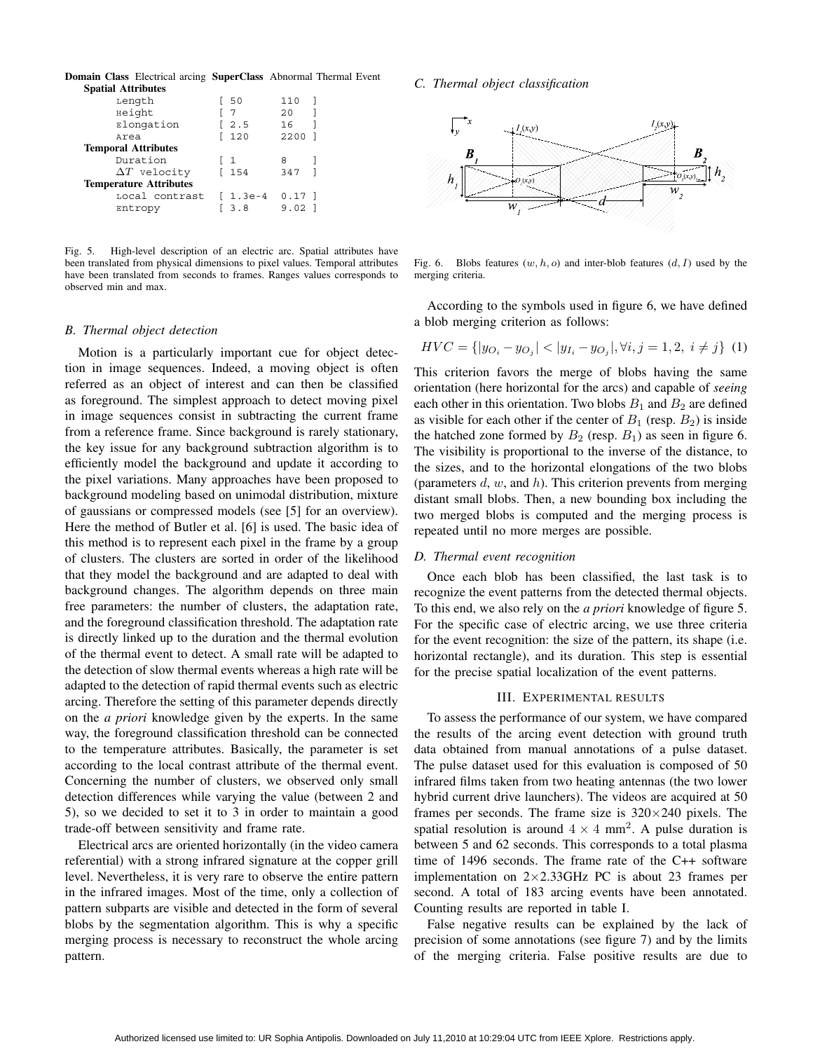**Domain Class** Electrical arcing **SuperClass** Abnormal Thermal Event

| **Spatial Attributes** | |
|---|---|
| Length | [ 50 110 ] |
| Height | [ 7 20 ] |
| Elongation | [ 2.5 16 ] |
| Area | [ 120 2200 ] |
| **Temporal Attributes** | |
| Duration | [ 1 8 ] |
| $\Delta T$ velocity | [ 154 347 ] |
| **Temperature Attributes** | |
| Local contrast | [ 1.3e-4 0.17 ] |
| Entropy | [ 3.8 9.02 ] |

Fig. 5. High-level description of an electric arc. Spatial attributes have been translated from physical dimensions to pixel values. Temporal attributes have been translated from seconds to frames. Ranges values corresponds to observed min and max.

### B. Thermal object detection

Motion is a particularly important cue for object detection in image sequences. Indeed, a moving object is often referred as an object of interest and can then be classified as foreground. The simplest approach to detect moving pixel in image sequences consist in subtracting the current frame from a reference frame. Since background is rarely stationary, the key issue for any background subtraction algorithm is to efficiently model the background and update it according to the pixel variations. Many approaches have been proposed to background modeling based on unimodal distribution, mixture of gaussians or compressed models (see [5] for an overview). Here the method of Butler et al. [6] is used. The basic idea of this method is to represent each pixel in the frame by a group of clusters. The clusters are sorted in order of the likelihood that they model the background and are adapted to deal with background changes. The algorithm depends on three main free parameters: the number of clusters, the adaptation rate, and the foreground classification threshold. The adaptation rate is directly linked up to the duration and the thermal evolution of the thermal event to detect. A small rate will be adapted to the detection of slow thermal events whereas a high rate will be adapted to the detection of rapid thermal events such as electric arcing. Therefore the setting of this parameter depends directly on the *a priori* knowledge given by the experts. In the same way, the foreground classification threshold can be connected to the temperature attributes. Basically, the parameter is set according to the local contrast attribute of the thermal event. Concerning the number of clusters, we observed only small detection differences while varying the value (between 2 and 5), so we decided to set it to 3 in order to maintain a good trade-off between sensitivity and frame rate.

Electrical arcs are oriented horizontally (in the video camera referential) with a strong infrared signature at the copper grill level. Nevertheless, it is very rare to observe the entire pattern in the infrared images. Most of the time, only a collection of pattern subparts are visible and detected in the form of several blobs by the segmentation algorithm. This is why a specific merging process is necessary to reconstruct the whole arcing pattern.

### C. Thermal object classification

Fig. 6. Blobs features $(w, h, o)$ and inter-blob features $(d, I)$ used by the merging criteria.

According to the symbols used in figure 6, we have defined a blob merging criterion as follows:

$$HVC = \{|y_{O_i} - y_{O_j}| < |y_{I_i} - y_{O_j}|, \forall i, j = 1, 2, \ i \neq j\} \quad (1)$$

This criterion favors the merge of blobs having the same orientation (here horizontal for the arcs) and capable of *seeing* each other in this orientation. Two blobs $B_1$ and $B_2$ are defined as visible for each other if the center of $B_1$ (resp. $B_2$) is inside the hatched zone formed by $B_2$ (resp. $B_1$) as seen in figure 6. The visibility is proportional to the inverse of the distance, to the sizes, and to the horizontal elongations of the two blobs (parameters $d$, $w$, and $h$). This criterion prevents from merging distant small blobs. Then, a new bounding box including the two merged blobs is computed and the merging process is repeated until no more merges are possible.

### D. Thermal event recognition

Once each blob has been classified, the last task is to recognize the event patterns from the detected thermal objects. To this end, we also rely on the *a priori* knowledge of figure 5. For the specific case of electric arcing, we use three criteria for the event recognition: the size of the pattern, its shape (i.e. horizontal rectangle), and its duration. This step is essential for the precise spatial localization of the event patterns.

## III. Experimental results

To assess the performance of our system, we have compared the results of the arcing event detection with ground truth data obtained from manual annotations of a pulse dataset. The pulse dataset used for this evaluation is composed of 50 infrared films taken from two heating antennas (the two lower hybrid current drive launchers). The videos are acquired at 50 frames per seconds. The frame size is 320×240 pixels. The spatial resolution is around $4 \times 4$ mm$^2$. A pulse duration is between 5 and 62 seconds. This corresponds to a total plasma time of 1496 seconds. The frame rate of the C++ software implementation on 2×2.33GHz PC is about 23 frames per second. A total of 183 arcing events have been annotated. Counting results are reported in table I.

False negative results can be explained by the lack of precision of some annotations (see figure 7) and by the limits of the merging criteria. False positive results are due to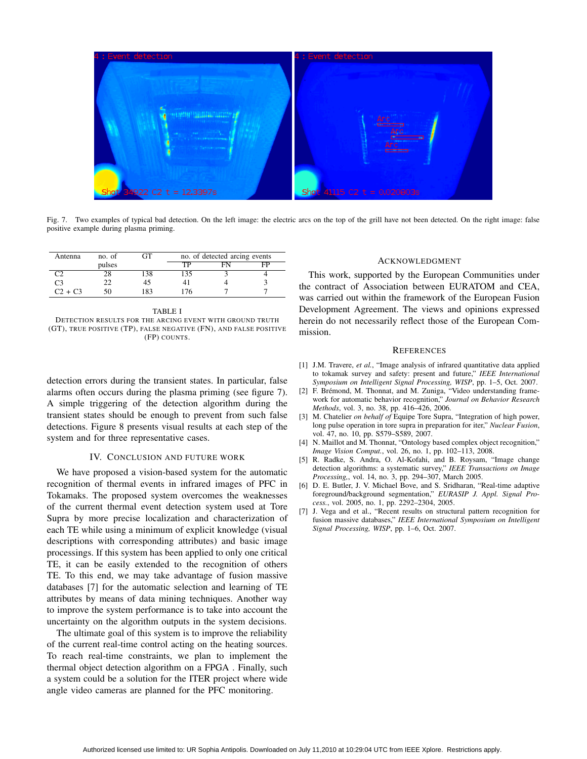Fig. 7. Two examples of typical bad detection. On the left image: the electric arcs on the top of the grill have not been detected. On the right image: false positive example during plasma priming.

| Antenna | no. of pulses | GT | no. of detected arcing events | | |
|---|---|---|---|---|---|
| | | | TP | FN | FP |
| C2 | 28 | 138 | 135 | 3 | 4 |
| C3 | 22 | 45 | 41 | 4 | 3 |
| C2 + C3 | 50 | 183 | 176 | 7 | 7 |

TABLE I
DETECTION RESULTS FOR THE ARCING EVENT WITH GROUND TRUTH (GT), TRUE POSITIVE (TP), FALSE NEGATIVE (FN), AND FALSE POSITIVE (FP) COUNTS.

detection errors during the transient states. In particular, false alarms often occurs during the plasma priming (see figure 7). A simple triggering of the detection algorithm during the transient states should be enough to prevent from such false detections. Figure 8 presents visual results at each step of the system and for three representative cases.

## IV. Conclusion and Future Work

We have proposed a vision-based system for the automatic recognition of thermal events in infrared images of PFC in Tokamaks. The proposed system overcomes the weaknesses of the current thermal event detection system used at Tore Supra by more precise localization and characterization of each TE while using a minimum of explicit knowledge (visual descriptions with corresponding attributes) and basic image processings. If this system has been applied to only one critical TE, it can be easily extended to the recognition of others TE. To this end, we may take advantage of fusion massive databases [7] for the automatic selection and learning of TE attributes by means of data mining techniques. Another way to improve the system performance is to take into account the uncertainty on the algorithm outputs in the system decisions.

The ultimate goal of this system is to improve the reliability of the current real-time control acting on the heating sources. To reach real-time constraints, we plan to implement the thermal object detection algorithm on a FPGA . Finally, such a system could be a solution for the ITER project where wide angle video cameras are planned for the PFC monitoring.

## Acknowledgment

This work, supported by the European Communities under the contract of Association between EURATOM and CEA, was carried out within the framework of the European Fusion Development Agreement. The views and opinions expressed herein do not necessarily reflect those of the European Commission.

## References

[1] J.M. Travere, *et al.*, "Image analysis of infrared quantitative data applied to tokamak survey and safety: present and future," *IEEE International Symposium on Intelligent Signal Processing, WISP*, pp. 1–5, Oct. 2007.

[2] F. Brémond, M. Thonnat, and M. Zuniga, "Video understanding framework for automatic behavior recognition," *Journal on Behavior Research Methods*, vol. 3, no. 38, pp. 416–426, 2006.

[3] M. Chatelier *on behalf of* Equipe Tore Supra, "Integration of high power, long pulse operation in tore supra in preparation for iter," *Nuclear Fusion*, vol. 47, no. 10, pp. S579–S589, 2007.

[4] N. Maillot and M. Thonnat, "Ontology based complex object recognition," *Image Vision Comput.*, vol. 26, no. 1, pp. 102–113, 2008.

[5] R. Radke, S. Andra, O. Al-Kofahi, and B. Roysam, "Image change detection algorithms: a systematic survey," *IEEE Transactions on Image Processing,*, vol. 14, no. 3, pp. 294–307, March 2005.

[6] D. E. Butler, J. V. Michael Bove, and S. Sridharan, "Real-time adaptive foreground/background segmentation," *EURASIP J. Appl. Signal Process.*, vol. 2005, no. 1, pp. 2292–2304, 2005.

[7] J. Vega and et al., "Recent results on structural pattern recognition for fusion massive databases," *IEEE International Symposium on Intelligent Signal Processing, WISP*, pp. 1–6, Oct. 2007.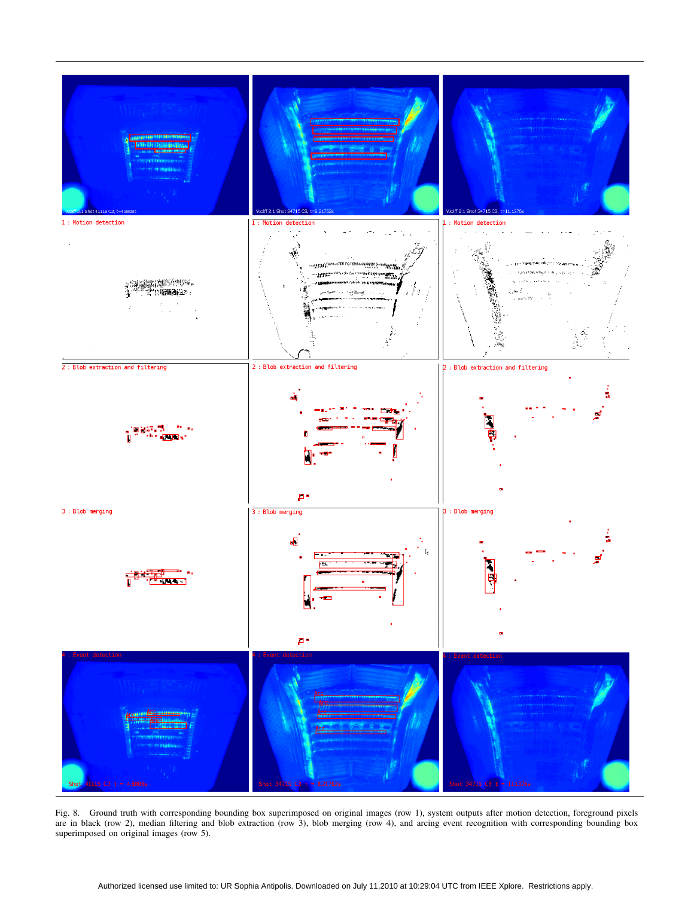Fig. 8. Ground truth with corresponding bounding box superimposed on original images (row 1), system outputs after motion detection, foreground pixels are in black (row 2), median filtering and blob extraction (row 3), blob merging (row 4), and arcing event recognition with corresponding bounding box superimposed on original images (row 5).